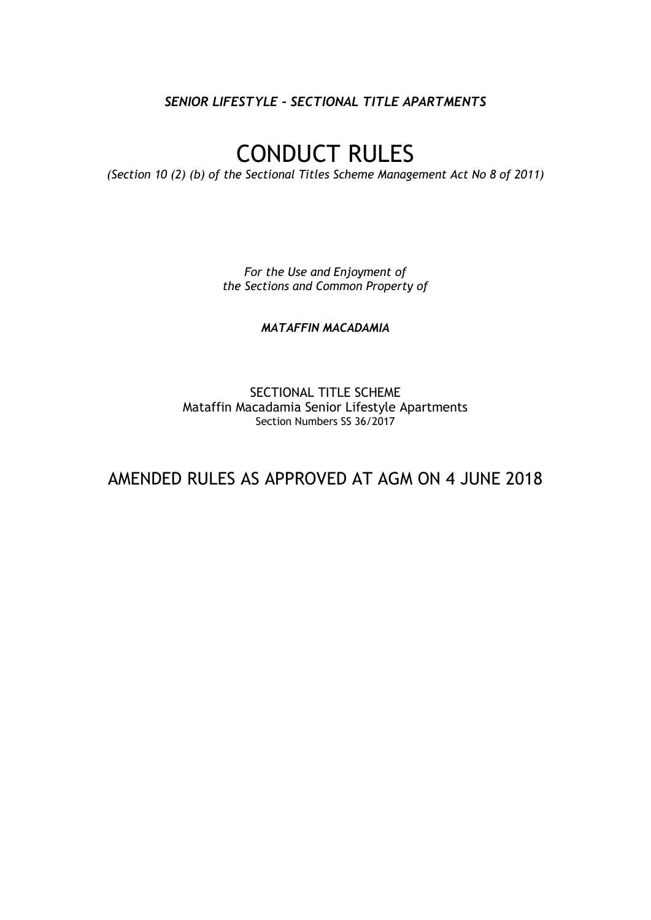***SENIOR LIFESTYLE – SECTIONAL TITLE APARTMENTS***

# CONDUCT RULES

*(Section 10 (2) (b) of the Sectional Titles Scheme Management Act No 8 of 2011)*

*For the Use and Enjoyment of*
*the Sections and Common Property of*

***MATAFFIN MACADAMIA***

SECTIONAL TITLE SCHEME
Mataffin Macadamia Senior Lifestyle Apartments
Section Numbers SS 36/2017

## AMENDED RULES AS APPROVED AT AGM ON 4 JUNE 2018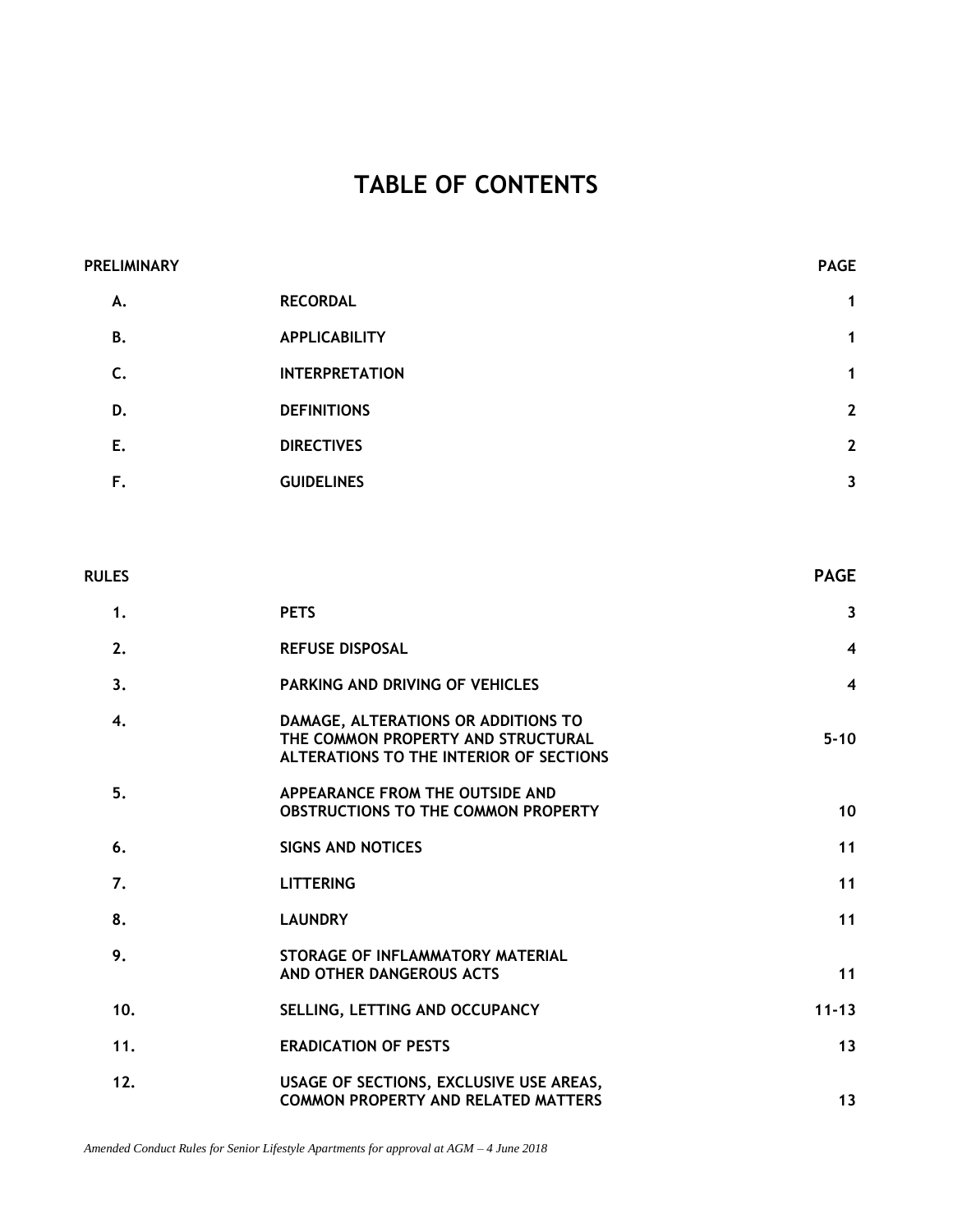# TABLE OF CONTENTS

| PRELIMINARY | | PAGE |
|---|---|---|
| A. | RECORDAL | 1 |
| B. | APPLICABILITY | 1 |
| C. | INTERPRETATION | 1 |
| D. | DEFINITIONS | 2 |
| E. | DIRECTIVES | 2 |
| F. | GUIDELINES | 3 |

| RULES | | PAGE |
|---|---|---|
| 1. | PETS | 3 |
| 2. | REFUSE DISPOSAL | 4 |
| 3. | PARKING AND DRIVING OF VEHICLES | 4 |
| 4. | DAMAGE, ALTERATIONS OR ADDITIONS TO THE COMMON PROPERTY AND STRUCTURAL ALTERATIONS TO THE INTERIOR OF SECTIONS | 5-10 |
| 5. | APPEARANCE FROM THE OUTSIDE AND OBSTRUCTIONS TO THE COMMON PROPERTY | 10 |
| 6. | SIGNS AND NOTICES | 11 |
| 7. | LITTERING | 11 |
| 8. | LAUNDRY | 11 |
| 9. | STORAGE OF INFLAMMATORY MATERIAL AND OTHER DANGEROUS ACTS | 11 |
| 10. | SELLING, LETTING AND OCCUPANCY | 11-13 |
| 11. | ERADICATION OF PESTS | 13 |
| 12. | USAGE OF SECTIONS, EXCLUSIVE USE AREAS, COMMON PROPERTY AND RELATED MATTERS | 13 |

*Amended Conduct Rules for Senior Lifestyle Apartments for approval at AGM – 4 June 2018*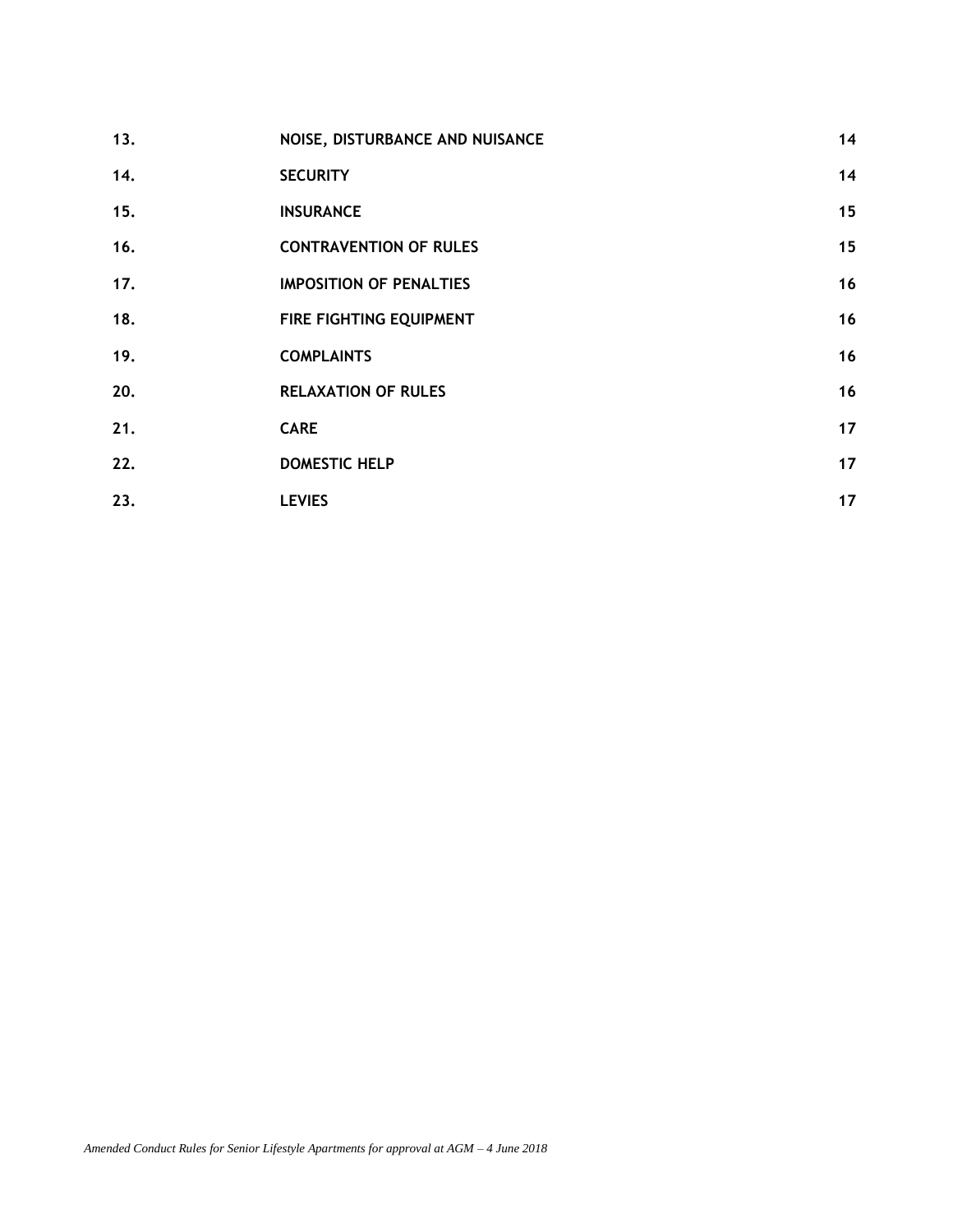| | | |
|---|---|---|
| **13.** | **NOISE, DISTURBANCE AND NUISANCE** | **14** |
| **14.** | **SECURITY** | **14** |
| **15.** | **INSURANCE** | **15** |
| **16.** | **CONTRAVENTION OF RULES** | **15** |
| **17.** | **IMPOSITION OF PENALTIES** | **16** |
| **18.** | **FIRE FIGHTING EQUIPMENT** | **16** |
| **19.** | **COMPLAINTS** | **16** |
| **20.** | **RELAXATION OF RULES** | **16** |
| **21.** | **CARE** | **17** |
| **22.** | **DOMESTIC HELP** | **17** |
| **23.** | **LEVIES** | **17** |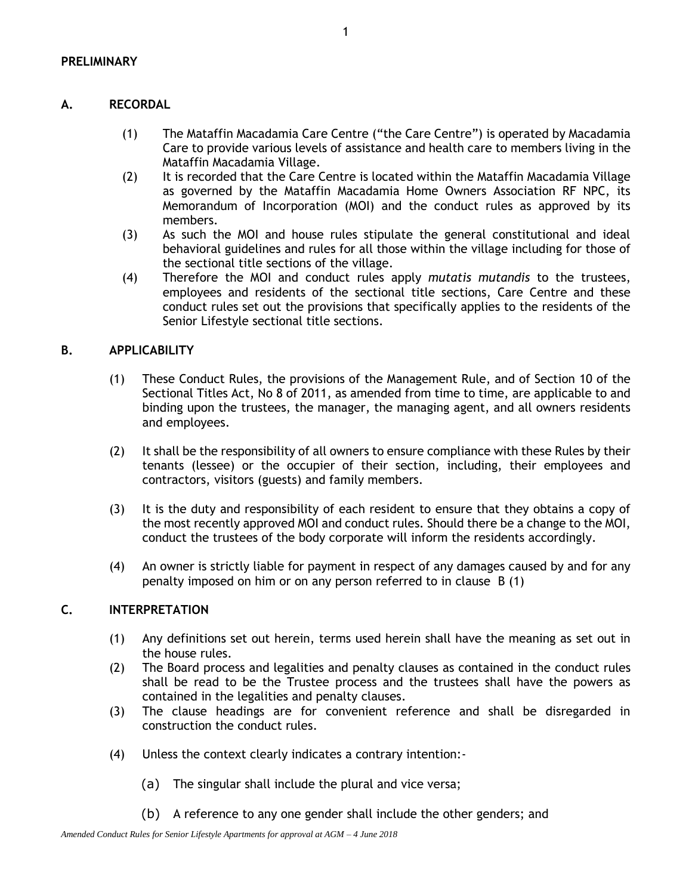**PRELIMINARY**

## A. RECORDAL

(1) The Mataffin Macadamia Care Centre ("the Care Centre") is operated by Macadamia Care to provide various levels of assistance and health care to members living in the Mataffin Macadamia Village.

(2) It is recorded that the Care Centre is located within the Mataffin Macadamia Village as governed by the Mataffin Macadamia Home Owners Association RF NPC, its Memorandum of Incorporation (MOI) and the conduct rules as approved by its members.

(3) As such the MOI and house rules stipulate the general constitutional and ideal behavioral guidelines and rules for all those within the village including for those of the sectional title sections of the village.

(4) Therefore the MOI and conduct rules apply *mutatis mutandis* to the trustees, employees and residents of the sectional title sections, Care Centre and these conduct rules set out the provisions that specifically applies to the residents of the Senior Lifestyle sectional title sections.

## B. APPLICABILITY

(1) These Conduct Rules, the provisions of the Management Rule, and of Section 10 of the Sectional Titles Act, No 8 of 2011, as amended from time to time, are applicable to and binding upon the trustees, the manager, the managing agent, and all owners residents and employees.

(2) It shall be the responsibility of all owners to ensure compliance with these Rules by their tenants (lessee) or the occupier of their section, including, their employees and contractors, visitors (guests) and family members.

(3) It is the duty and responsibility of each resident to ensure that they obtains a copy of the most recently approved MOI and conduct rules. Should there be a change to the MOI, conduct the trustees of the body corporate will inform the residents accordingly.

(4) An owner is strictly liable for payment in respect of any damages caused by and for any penalty imposed on him or on any person referred to in clause B (1)

## C. INTERPRETATION

(1) Any definitions set out herein, terms used herein shall have the meaning as set out in the house rules.

(2) The Board process and legalities and penalty clauses as contained in the conduct rules shall be read to be the Trustee process and the trustees shall have the powers as contained in the legalities and penalty clauses.

(3) The clause headings are for convenient reference and shall be disregarded in construction the conduct rules.

(4) Unless the context clearly indicates a contrary intention:-

(a) The singular shall include the plural and vice versa;

(b) A reference to any one gender shall include the other genders; and

*Amended Conduct Rules for Senior Lifestyle Apartments for approval at AGM – 4 June 2018*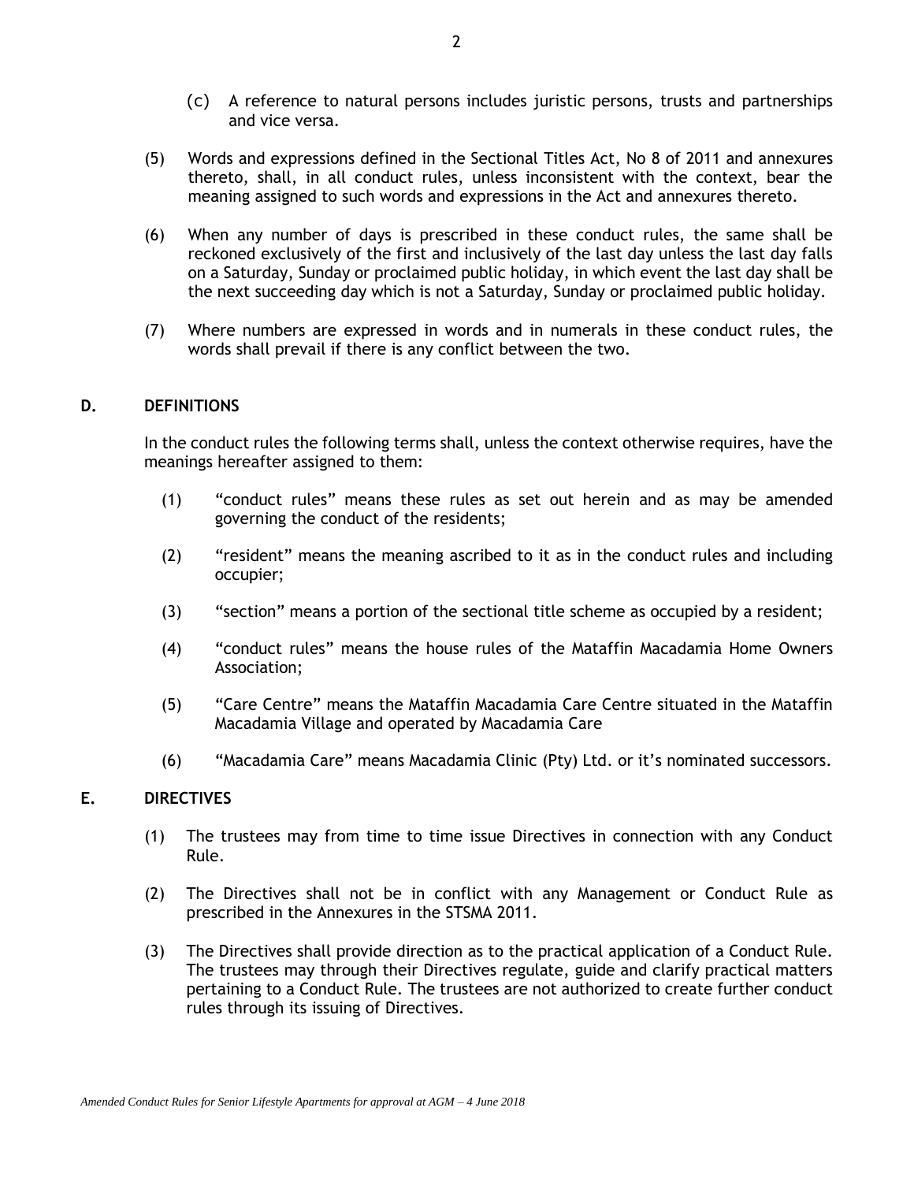(c) A reference to natural persons includes juristic persons, trusts and partnerships and vice versa.

(5) Words and expressions defined in the Sectional Titles Act, No 8 of 2011 and annexures thereto, shall, in all conduct rules, unless inconsistent with the context, bear the meaning assigned to such words and expressions in the Act and annexures thereto.

(6) When any number of days is prescribed in these conduct rules, the same shall be reckoned exclusively of the first and inclusively of the last day unless the last day falls on a Saturday, Sunday or proclaimed public holiday, in which event the last day shall be the next succeeding day which is not a Saturday, Sunday or proclaimed public holiday.

(7) Where numbers are expressed in words and in numerals in these conduct rules, the words shall prevail if there is any conflict between the two.

## D. DEFINITIONS

In the conduct rules the following terms shall, unless the context otherwise requires, have the meanings hereafter assigned to them:

(1) "conduct rules" means these rules as set out herein and as may be amended governing the conduct of the residents;

(2) "resident" means the meaning ascribed to it as in the conduct rules and including occupier;

(3) "section" means a portion of the sectional title scheme as occupied by a resident;

(4) "conduct rules" means the house rules of the Mataffin Macadamia Home Owners Association;

(5) "Care Centre" means the Mataffin Macadamia Care Centre situated in the Mataffin Macadamia Village and operated by Macadamia Care

(6) "Macadamia Care" means Macadamia Clinic (Pty) Ltd. or it's nominated successors.

## E. DIRECTIVES

(1) The trustees may from time to time issue Directives in connection with any Conduct Rule.

(2) The Directives shall not be in conflict with any Management or Conduct Rule as prescribed in the Annexures in the STSMA 2011.

(3) The Directives shall provide direction as to the practical application of a Conduct Rule. The trustees may through their Directives regulate, guide and clarify practical matters pertaining to a Conduct Rule. The trustees are not authorized to create further conduct rules through its issuing of Directives.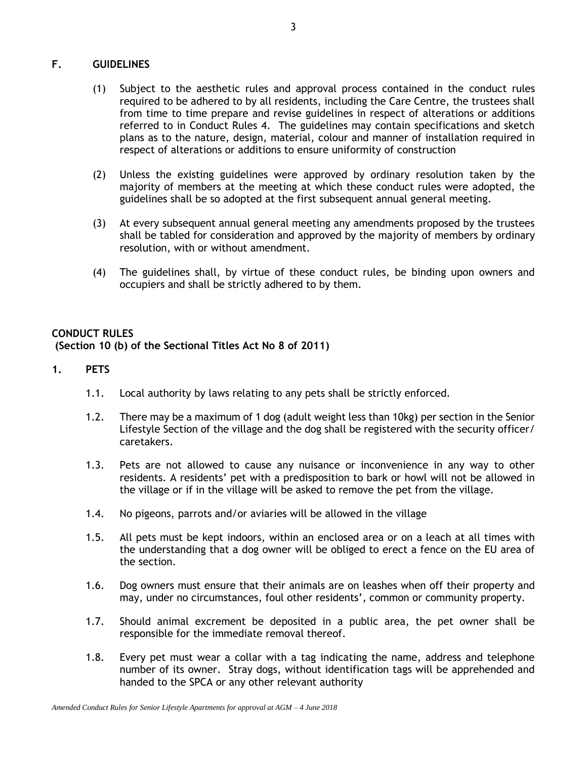## F. GUIDELINES

(1) Subject to the aesthetic rules and approval process contained in the conduct rules required to be adhered to by all residents, including the Care Centre, the trustees shall from time to time prepare and revise guidelines in respect of alterations or additions referred to in Conduct Rules 4. The guidelines may contain specifications and sketch plans as to the nature, design, material, colour and manner of installation required in respect of alterations or additions to ensure uniformity of construction

(2) Unless the existing guidelines were approved by ordinary resolution taken by the majority of members at the meeting at which these conduct rules were adopted, the guidelines shall be so adopted at the first subsequent annual general meeting.

(3) At every subsequent annual general meeting any amendments proposed by the trustees shall be tabled for consideration and approved by the majority of members by ordinary resolution, with or without amendment.

(4) The guidelines shall, by virtue of these conduct rules, be binding upon owners and occupiers and shall be strictly adhered to by them.

## CONDUCT RULES
**(Section 10 (b) of the Sectional Titles Act No 8 of 2011)**

### 1. PETS

1.1. Local authority by laws relating to any pets shall be strictly enforced.

1.2. There may be a maximum of 1 dog (adult weight less than 10kg) per section in the Senior Lifestyle Section of the village and the dog shall be registered with the security officer/ caretakers.

1.3. Pets are not allowed to cause any nuisance or inconvenience in any way to other residents. A residents' pet with a predisposition to bark or howl will not be allowed in the village or if in the village will be asked to remove the pet from the village.

1.4. No pigeons, parrots and/or aviaries will be allowed in the village

1.5. All pets must be kept indoors, within an enclosed area or on a leach at all times with the understanding that a dog owner will be obliged to erect a fence on the EU area of the section.

1.6. Dog owners must ensure that their animals are on leashes when off their property and may, under no circumstances, foul other residents', common or community property.

1.7. Should animal excrement be deposited in a public area, the pet owner shall be responsible for the immediate removal thereof.

1.8. Every pet must wear a collar with a tag indicating the name, address and telephone number of its owner. Stray dogs, without identification tags will be apprehended and handed to the SPCA or any other relevant authority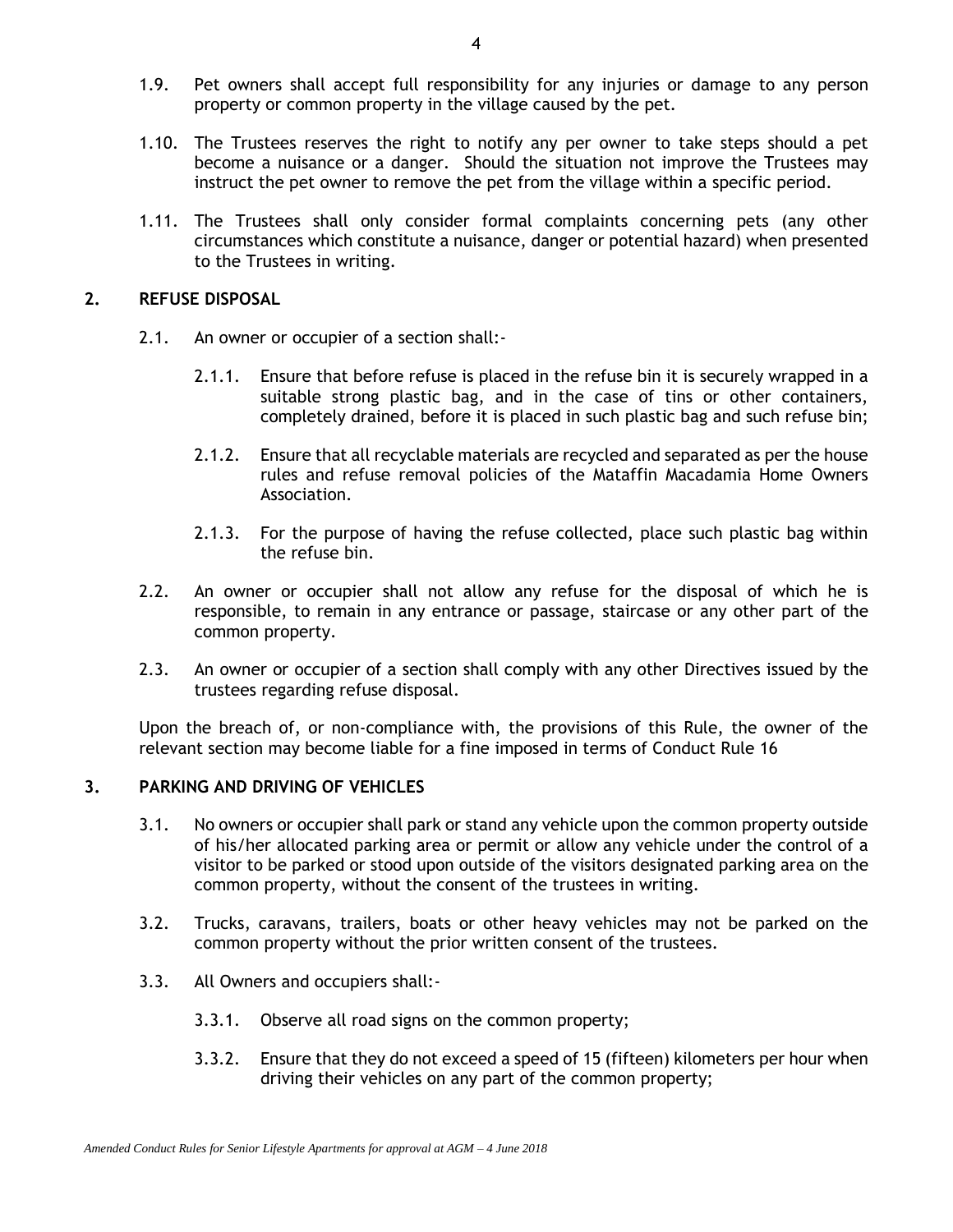1.9. Pet owners shall accept full responsibility for any injuries or damage to any person property or common property in the village caused by the pet.

1.10. The Trustees reserves the right to notify any per owner to take steps should a pet become a nuisance or a danger. Should the situation not improve the Trustees may instruct the pet owner to remove the pet from the village within a specific period.

1.11. The Trustees shall only consider formal complaints concerning pets (any other circumstances which constitute a nuisance, danger or potential hazard) when presented to the Trustees in writing.

## 2. REFUSE DISPOSAL

2.1. An owner or occupier of a section shall:-

2.1.1. Ensure that before refuse is placed in the refuse bin it is securely wrapped in a suitable strong plastic bag, and in the case of tins or other containers, completely drained, before it is placed in such plastic bag and such refuse bin;

2.1.2. Ensure that all recyclable materials are recycled and separated as per the house rules and refuse removal policies of the Mataffin Macadamia Home Owners Association.

2.1.3. For the purpose of having the refuse collected, place such plastic bag within the refuse bin.

2.2. An owner or occupier shall not allow any refuse for the disposal of which he is responsible, to remain in any entrance or passage, staircase or any other part of the common property.

2.3. An owner or occupier of a section shall comply with any other Directives issued by the trustees regarding refuse disposal.

Upon the breach of, or non-compliance with, the provisions of this Rule, the owner of the relevant section may become liable for a fine imposed in terms of Conduct Rule 16

## 3. PARKING AND DRIVING OF VEHICLES

3.1. No owners or occupier shall park or stand any vehicle upon the common property outside of his/her allocated parking area or permit or allow any vehicle under the control of a visitor to be parked or stood upon outside of the visitors designated parking area on the common property, without the consent of the trustees in writing.

3.2. Trucks, caravans, trailers, boats or other heavy vehicles may not be parked on the common property without the prior written consent of the trustees.

3.3. All Owners and occupiers shall:-

3.3.1. Observe all road signs on the common property;

3.3.2. Ensure that they do not exceed a speed of 15 (fifteen) kilometers per hour when driving their vehicles on any part of the common property;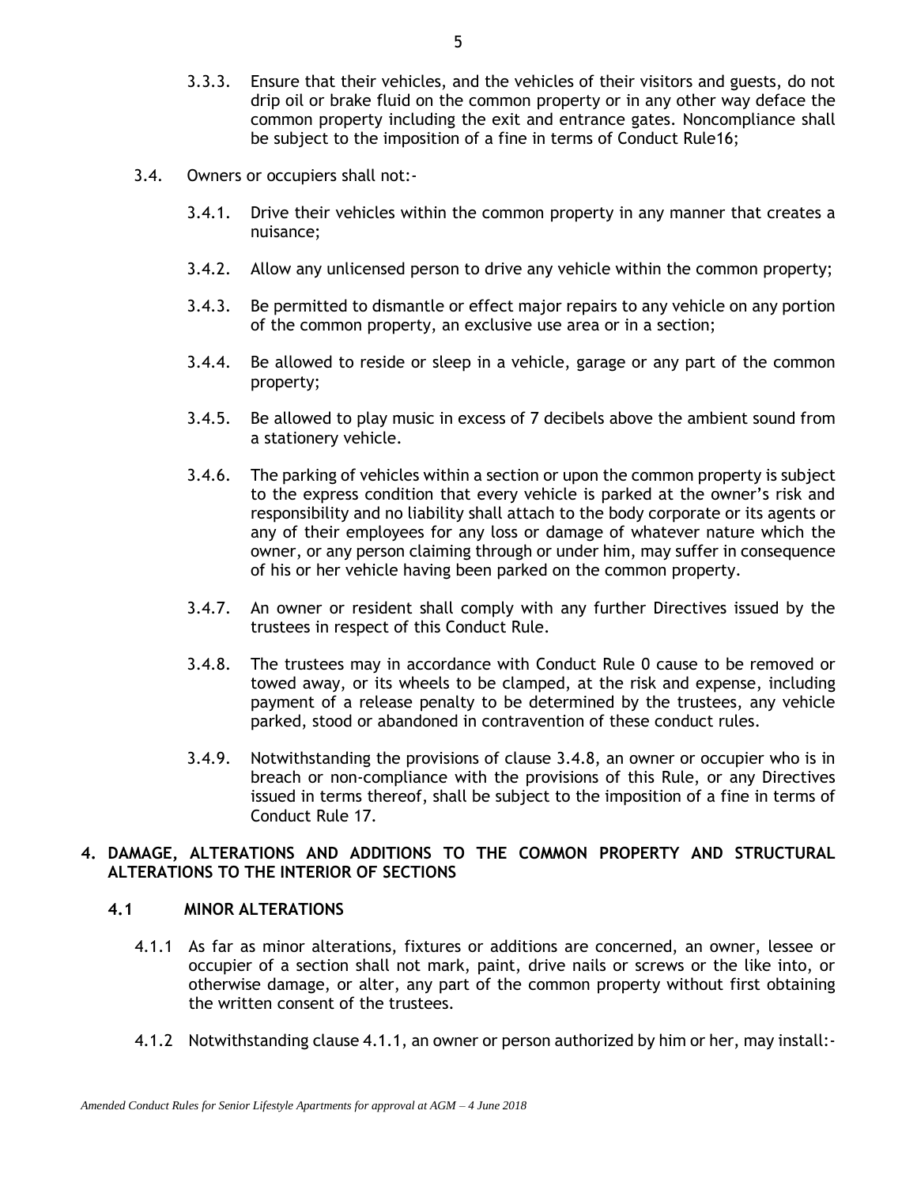3.3.3. Ensure that their vehicles, and the vehicles of their visitors and guests, do not drip oil or brake fluid on the common property or in any other way deface the common property including the exit and entrance gates. Noncompliance shall be subject to the imposition of a fine in terms of Conduct Rule16;

3.4. Owners or occupiers shall not:-

3.4.1. Drive their vehicles within the common property in any manner that creates a nuisance;

3.4.2. Allow any unlicensed person to drive any vehicle within the common property;

3.4.3. Be permitted to dismantle or effect major repairs to any vehicle on any portion of the common property, an exclusive use area or in a section;

3.4.4. Be allowed to reside or sleep in a vehicle, garage or any part of the common property;

3.4.5. Be allowed to play music in excess of 7 decibels above the ambient sound from a stationery vehicle.

3.4.6. The parking of vehicles within a section or upon the common property is subject to the express condition that every vehicle is parked at the owner's risk and responsibility and no liability shall attach to the body corporate or its agents or any of their employees for any loss or damage of whatever nature which the owner, or any person claiming through or under him, may suffer in consequence of his or her vehicle having been parked on the common property.

3.4.7. An owner or resident shall comply with any further Directives issued by the trustees in respect of this Conduct Rule.

3.4.8. The trustees may in accordance with Conduct Rule 0 cause to be removed or towed away, or its wheels to be clamped, at the risk and expense, including payment of a release penalty to be determined by the trustees, any vehicle parked, stood or abandoned in contravention of these conduct rules.

3.4.9. Notwithstanding the provisions of clause 3.4.8, an owner or occupier who is in breach or non-compliance with the provisions of this Rule, or any Directives issued in terms thereof, shall be subject to the imposition of a fine in terms of Conduct Rule 17.

## 4. DAMAGE, ALTERATIONS AND ADDITIONS TO THE COMMON PROPERTY AND STRUCTURAL ALTERATIONS TO THE INTERIOR OF SECTIONS

### 4.1 MINOR ALTERATIONS

4.1.1 As far as minor alterations, fixtures or additions are concerned, an owner, lessee or occupier of a section shall not mark, paint, drive nails or screws or the like into, or otherwise damage, or alter, any part of the common property without first obtaining the written consent of the trustees.

4.1.2 Notwithstanding clause 4.1.1, an owner or person authorized by him or her, may install:-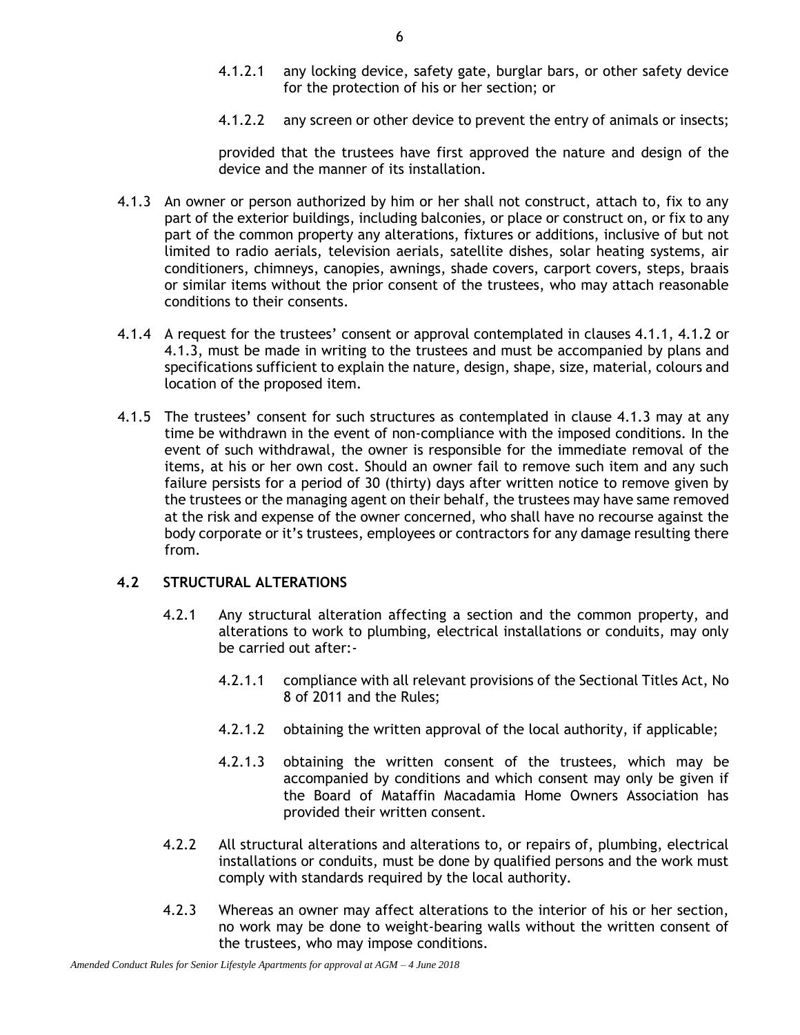4.1.2.1 any locking device, safety gate, burglar bars, or other safety device for the protection of his or her section; or

4.1.2.2 any screen or other device to prevent the entry of animals or insects;

provided that the trustees have first approved the nature and design of the device and the manner of its installation.

4.1.3 An owner or person authorized by him or her shall not construct, attach to, fix to any part of the exterior buildings, including balconies, or place or construct on, or fix to any part of the common property any alterations, fixtures or additions, inclusive of but not limited to radio aerials, television aerials, satellite dishes, solar heating systems, air conditioners, chimneys, canopies, awnings, shade covers, carport covers, steps, braais or similar items without the prior consent of the trustees, who may attach reasonable conditions to their consents.

4.1.4 A request for the trustees' consent or approval contemplated in clauses 4.1.1, 4.1.2 or 4.1.3, must be made in writing to the trustees and must be accompanied by plans and specifications sufficient to explain the nature, design, shape, size, material, colours and location of the proposed item.

4.1.5 The trustees' consent for such structures as contemplated in clause 4.1.3 may at any time be withdrawn in the event of non-compliance with the imposed conditions. In the event of such withdrawal, the owner is responsible for the immediate removal of the items, at his or her own cost. Should an owner fail to remove such item and any such failure persists for a period of 30 (thirty) days after written notice to remove given by the trustees or the managing agent on their behalf, the trustees may have same removed at the risk and expense of the owner concerned, who shall have no recourse against the body corporate or it's trustees, employees or contractors for any damage resulting there from.

**4.2 STRUCTURAL ALTERATIONS**

4.2.1 Any structural alteration affecting a section and the common property, and alterations to work to plumbing, electrical installations or conduits, may only be carried out after:-

4.2.1.1 compliance with all relevant provisions of the Sectional Titles Act, No 8 of 2011 and the Rules;

4.2.1.2 obtaining the written approval of the local authority, if applicable;

4.2.1.3 obtaining the written consent of the trustees, which may be accompanied by conditions and which consent may only be given if the Board of Mataffin Macadamia Home Owners Association has provided their written consent.

4.2.2 All structural alterations and alterations to, or repairs of, plumbing, electrical installations or conduits, must be done by qualified persons and the work must comply with standards required by the local authority.

4.2.3 Whereas an owner may affect alterations to the interior of his or her section, no work may be done to weight-bearing walls without the written consent of the trustees, who may impose conditions.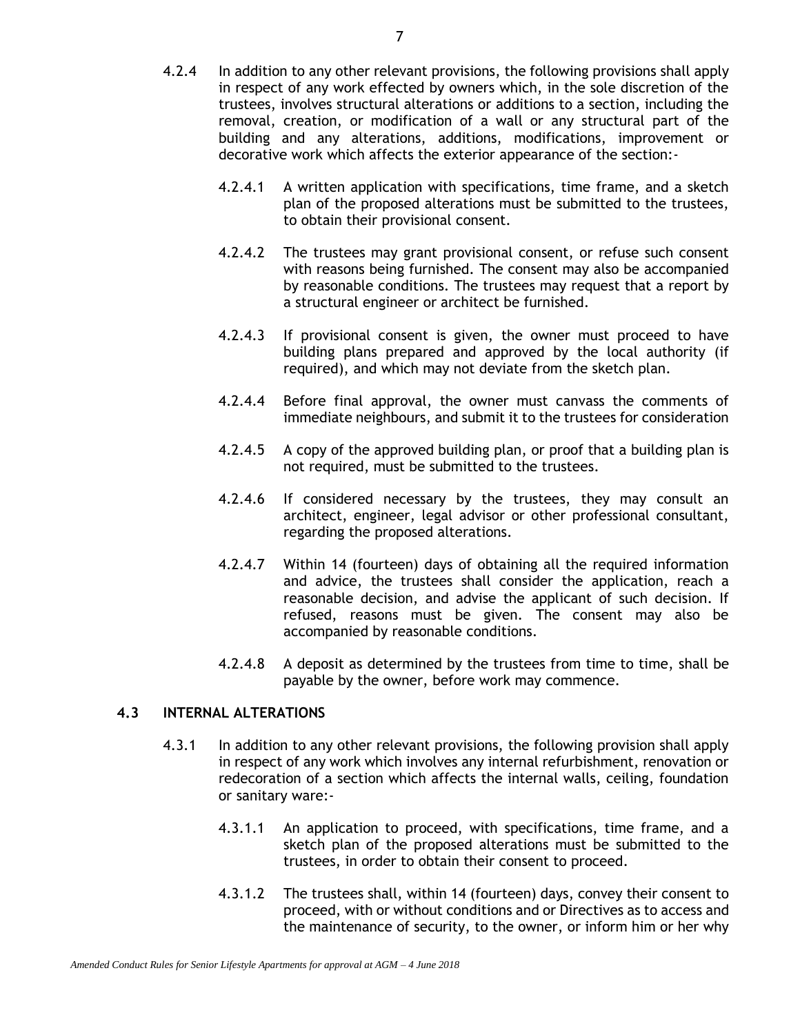4.2.4 In addition to any other relevant provisions, the following provisions shall apply in respect of any work effected by owners which, in the sole discretion of the trustees, involves structural alterations or additions to a section, including the removal, creation, or modification of a wall or any structural part of the building and any alterations, additions, modifications, improvement or decorative work which affects the exterior appearance of the section:-

4.2.4.1 A written application with specifications, time frame, and a sketch plan of the proposed alterations must be submitted to the trustees, to obtain their provisional consent.

4.2.4.2 The trustees may grant provisional consent, or refuse such consent with reasons being furnished. The consent may also be accompanied by reasonable conditions. The trustees may request that a report by a structural engineer or architect be furnished.

4.2.4.3 If provisional consent is given, the owner must proceed to have building plans prepared and approved by the local authority (if required), and which may not deviate from the sketch plan.

4.2.4.4 Before final approval, the owner must canvass the comments of immediate neighbours, and submit it to the trustees for consideration

4.2.4.5 A copy of the approved building plan, or proof that a building plan is not required, must be submitted to the trustees.

4.2.4.6 If considered necessary by the trustees, they may consult an architect, engineer, legal advisor or other professional consultant, regarding the proposed alterations.

4.2.4.7 Within 14 (fourteen) days of obtaining all the required information and advice, the trustees shall consider the application, reach a reasonable decision, and advise the applicant of such decision. If refused, reasons must be given. The consent may also be accompanied by reasonable conditions.

4.2.4.8 A deposit as determined by the trustees from time to time, shall be payable by the owner, before work may commence.

### 4.3 INTERNAL ALTERATIONS

4.3.1 In addition to any other relevant provisions, the following provision shall apply in respect of any work which involves any internal refurbishment, renovation or redecoration of a section which affects the internal walls, ceiling, foundation or sanitary ware:-

4.3.1.1 An application to proceed, with specifications, time frame, and a sketch plan of the proposed alterations must be submitted to the trustees, in order to obtain their consent to proceed.

4.3.1.2 The trustees shall, within 14 (fourteen) days, convey their consent to proceed, with or without conditions and or Directives as to access and the maintenance of security, to the owner, or inform him or her why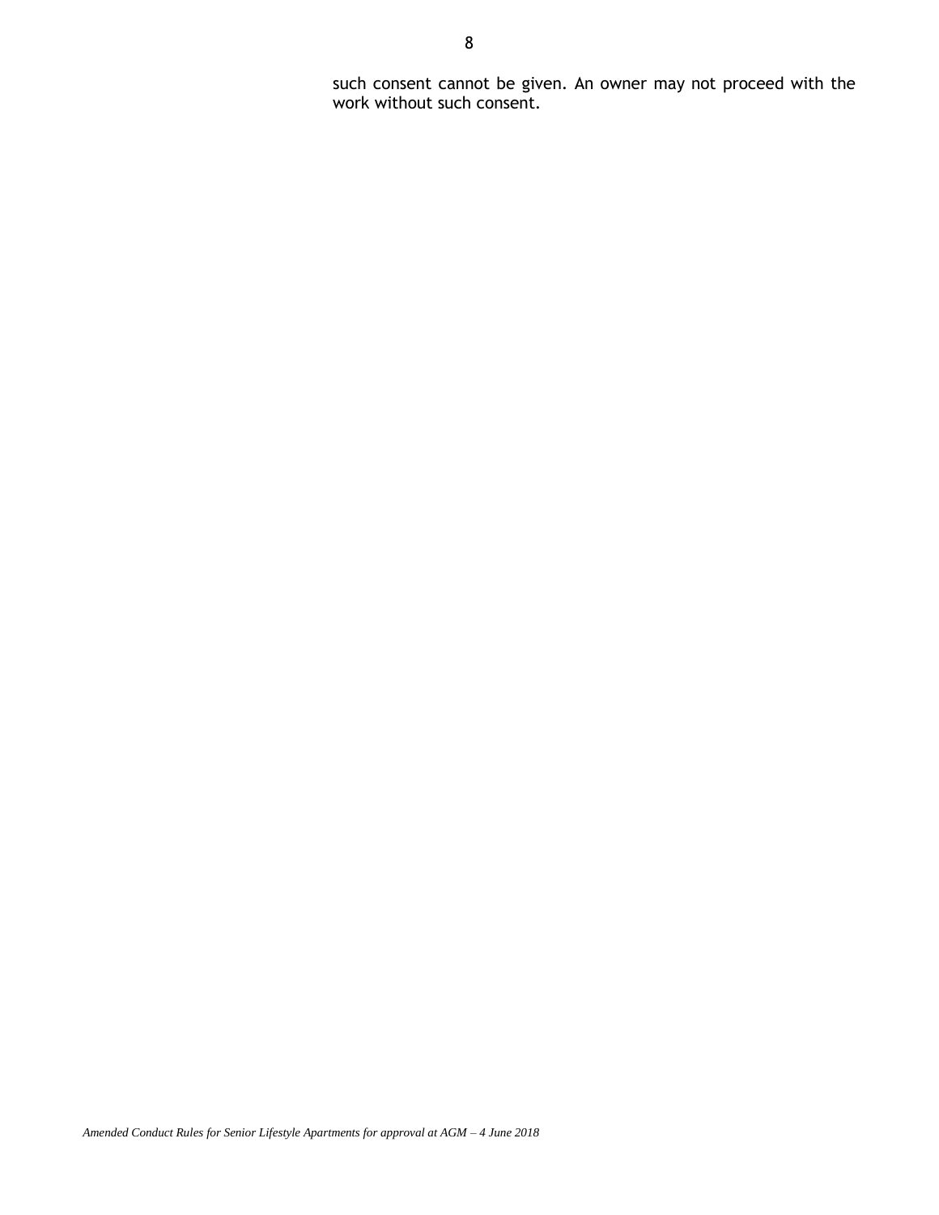such consent cannot be given. An owner may not proceed with the work without such consent.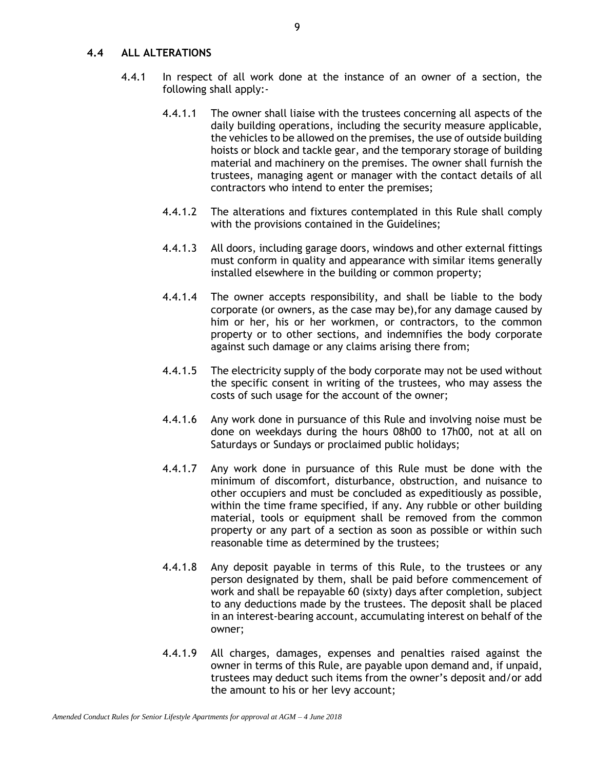### 4.4 ALL ALTERATIONS

4.4.1 In respect of all work done at the instance of an owner of a section, the following shall apply:-

4.4.1.1 The owner shall liaise with the trustees concerning all aspects of the daily building operations, including the security measure applicable, the vehicles to be allowed on the premises, the use of outside building hoists or block and tackle gear, and the temporary storage of building material and machinery on the premises. The owner shall furnish the trustees, managing agent or manager with the contact details of all contractors who intend to enter the premises;

4.4.1.2 The alterations and fixtures contemplated in this Rule shall comply with the provisions contained in the Guidelines;

4.4.1.3 All doors, including garage doors, windows and other external fittings must conform in quality and appearance with similar items generally installed elsewhere in the building or common property;

4.4.1.4 The owner accepts responsibility, and shall be liable to the body corporate (or owners, as the case may be),for any damage caused by him or her, his or her workmen, or contractors, to the common property or to other sections, and indemnifies the body corporate against such damage or any claims arising there from;

4.4.1.5 The electricity supply of the body corporate may not be used without the specific consent in writing of the trustees, who may assess the costs of such usage for the account of the owner;

4.4.1.6 Any work done in pursuance of this Rule and involving noise must be done on weekdays during the hours 08h00 to 17h00, not at all on Saturdays or Sundays or proclaimed public holidays;

4.4.1.7 Any work done in pursuance of this Rule must be done with the minimum of discomfort, disturbance, obstruction, and nuisance to other occupiers and must be concluded as expeditiously as possible, within the time frame specified, if any. Any rubble or other building material, tools or equipment shall be removed from the common property or any part of a section as soon as possible or within such reasonable time as determined by the trustees;

4.4.1.8 Any deposit payable in terms of this Rule, to the trustees or any person designated by them, shall be paid before commencement of work and shall be repayable 60 (sixty) days after completion, subject to any deductions made by the trustees. The deposit shall be placed in an interest-bearing account, accumulating interest on behalf of the owner;

4.4.1.9 All charges, damages, expenses and penalties raised against the owner in terms of this Rule, are payable upon demand and, if unpaid, trustees may deduct such items from the owner's deposit and/or add the amount to his or her levy account;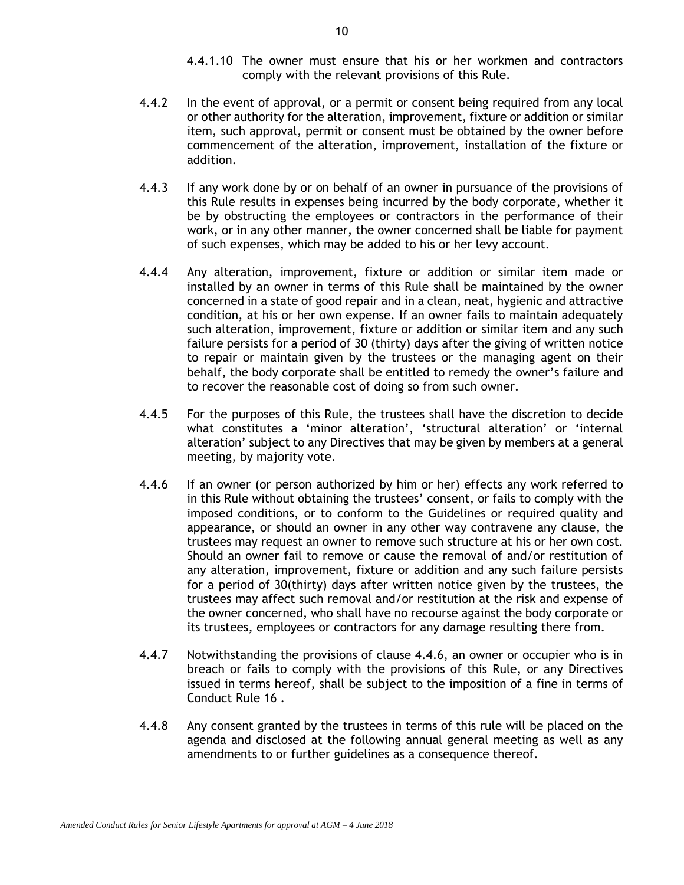4.4.1.10 The owner must ensure that his or her workmen and contractors comply with the relevant provisions of this Rule.

4.4.2 In the event of approval, or a permit or consent being required from any local or other authority for the alteration, improvement, fixture or addition or similar item, such approval, permit or consent must be obtained by the owner before commencement of the alteration, improvement, installation of the fixture or addition.

4.4.3 If any work done by or on behalf of an owner in pursuance of the provisions of this Rule results in expenses being incurred by the body corporate, whether it be by obstructing the employees or contractors in the performance of their work, or in any other manner, the owner concerned shall be liable for payment of such expenses, which may be added to his or her levy account.

4.4.4 Any alteration, improvement, fixture or addition or similar item made or installed by an owner in terms of this Rule shall be maintained by the owner concerned in a state of good repair and in a clean, neat, hygienic and attractive condition, at his or her own expense. If an owner fails to maintain adequately such alteration, improvement, fixture or addition or similar item and any such failure persists for a period of 30 (thirty) days after the giving of written notice to repair or maintain given by the trustees or the managing agent on their behalf, the body corporate shall be entitled to remedy the owner's failure and to recover the reasonable cost of doing so from such owner.

4.4.5 For the purposes of this Rule, the trustees shall have the discretion to decide what constitutes a 'minor alteration', 'structural alteration' or 'internal alteration' subject to any Directives that may be given by members at a general meeting, by majority vote.

4.4.6 If an owner (or person authorized by him or her) effects any work referred to in this Rule without obtaining the trustees' consent, or fails to comply with the imposed conditions, or to conform to the Guidelines or required quality and appearance, or should an owner in any other way contravene any clause, the trustees may request an owner to remove such structure at his or her own cost. Should an owner fail to remove or cause the removal of and/or restitution of any alteration, improvement, fixture or addition and any such failure persists for a period of 30(thirty) days after written notice given by the trustees, the trustees may affect such removal and/or restitution at the risk and expense of the owner concerned, who shall have no recourse against the body corporate or its trustees, employees or contractors for any damage resulting there from.

4.4.7 Notwithstanding the provisions of clause 4.4.6, an owner or occupier who is in breach or fails to comply with the provisions of this Rule, or any Directives issued in terms hereof, shall be subject to the imposition of a fine in terms of Conduct Rule 16 .

4.4.8 Any consent granted by the trustees in terms of this rule will be placed on the agenda and disclosed at the following annual general meeting as well as any amendments to or further guidelines as a consequence thereof.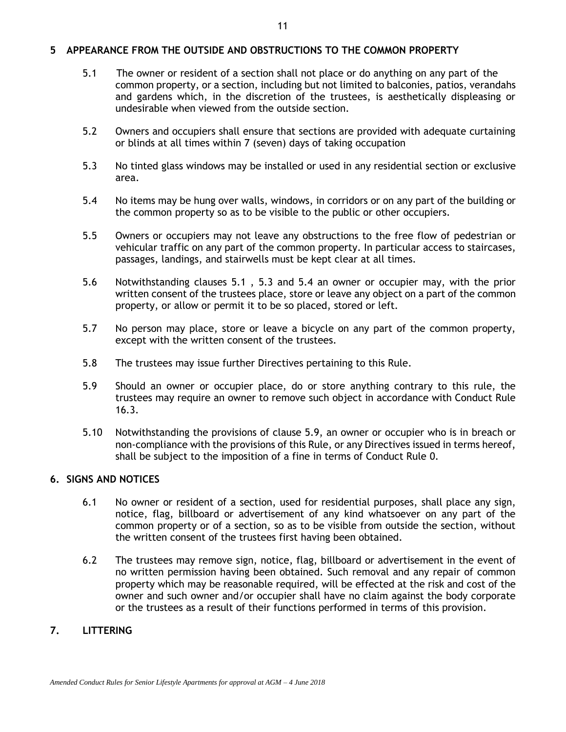## 5 APPEARANCE FROM THE OUTSIDE AND OBSTRUCTIONS TO THE COMMON PROPERTY

5.1 The owner or resident of a section shall not place or do anything on any part of the common property, or a section, including but not limited to balconies, patios, verandahs and gardens which, in the discretion of the trustees, is aesthetically displeasing or undesirable when viewed from the outside section.

5.2 Owners and occupiers shall ensure that sections are provided with adequate curtaining or blinds at all times within 7 (seven) days of taking occupation

5.3 No tinted glass windows may be installed or used in any residential section or exclusive area.

5.4 No items may be hung over walls, windows, in corridors or on any part of the building or the common property so as to be visible to the public or other occupiers.

5.5 Owners or occupiers may not leave any obstructions to the free flow of pedestrian or vehicular traffic on any part of the common property. In particular access to staircases, passages, landings, and stairwells must be kept clear at all times.

5.6 Notwithstanding clauses 5.1 , 5.3 and 5.4 an owner or occupier may, with the prior written consent of the trustees place, store or leave any object on a part of the common property, or allow or permit it to be so placed, stored or left.

5.7 No person may place, store or leave a bicycle on any part of the common property, except with the written consent of the trustees.

5.8 The trustees may issue further Directives pertaining to this Rule.

5.9 Should an owner or occupier place, do or store anything contrary to this rule, the trustees may require an owner to remove such object in accordance with Conduct Rule 16.3.

5.10 Notwithstanding the provisions of clause 5.9, an owner or occupier who is in breach or non-compliance with the provisions of this Rule, or any Directives issued in terms hereof, shall be subject to the imposition of a fine in terms of Conduct Rule 0.

## 6. SIGNS AND NOTICES

6.1 No owner or resident of a section, used for residential purposes, shall place any sign, notice, flag, billboard or advertisement of any kind whatsoever on any part of the common property or of a section, so as to be visible from outside the section, without the written consent of the trustees first having been obtained.

6.2 The trustees may remove sign, notice, flag, billboard or advertisement in the event of no written permission having been obtained. Such removal and any repair of common property which may be reasonable required, will be effected at the risk and cost of the owner and such owner and/or occupier shall have no claim against the body corporate or the trustees as a result of their functions performed in terms of this provision.

## 7. LITTERING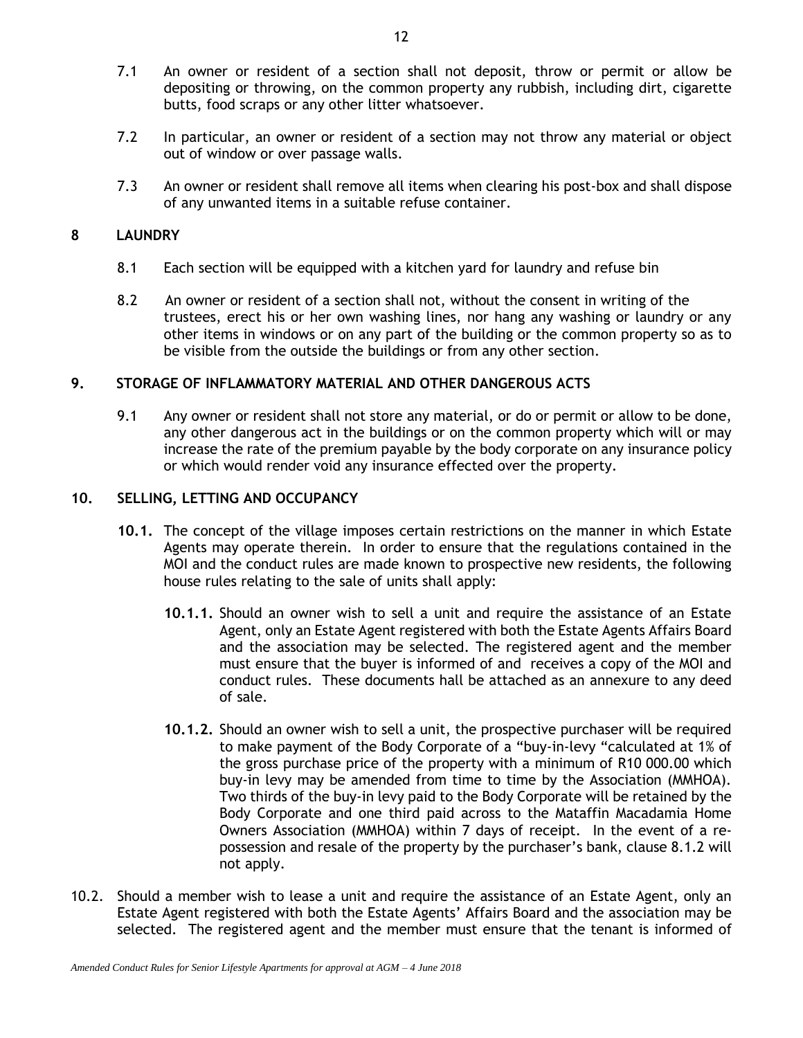7.1 An owner or resident of a section shall not deposit, throw or permit or allow be depositing or throwing, on the common property any rubbish, including dirt, cigarette butts, food scraps or any other litter whatsoever.

7.2 In particular, an owner or resident of a section may not throw any material or object out of window or over passage walls.

7.3 An owner or resident shall remove all items when clearing his post-box and shall dispose of any unwanted items in a suitable refuse container.

## 8 LAUNDRY

8.1 Each section will be equipped with a kitchen yard for laundry and refuse bin

8.2 An owner or resident of a section shall not, without the consent in writing of the trustees, erect his or her own washing lines, nor hang any washing or laundry or any other items in windows or on any part of the building or the common property so as to be visible from the outside the buildings or from any other section.

## 9. STORAGE OF INFLAMMATORY MATERIAL AND OTHER DANGEROUS ACTS

9.1 Any owner or resident shall not store any material, or do or permit or allow to be done, any other dangerous act in the buildings or on the common property which will or may increase the rate of the premium payable by the body corporate on any insurance policy or which would render void any insurance effected over the property.

## 10. SELLING, LETTING AND OCCUPANCY

**10.1.** The concept of the village imposes certain restrictions on the manner in which Estate Agents may operate therein. In order to ensure that the regulations contained in the MOI and the conduct rules are made known to prospective new residents, the following house rules relating to the sale of units shall apply:

**10.1.1.** Should an owner wish to sell a unit and require the assistance of an Estate Agent, only an Estate Agent registered with both the Estate Agents Affairs Board and the association may be selected. The registered agent and the member must ensure that the buyer is informed of and receives a copy of the MOI and conduct rules. These documents hall be attached as an annexure to any deed of sale.

**10.1.2.** Should an owner wish to sell a unit, the prospective purchaser will be required to make payment of the Body Corporate of a "buy-in-levy "calculated at 1% of the gross purchase price of the property with a minimum of R10 000.00 which buy-in levy may be amended from time to time by the Association (MMHOA). Two thirds of the buy-in levy paid to the Body Corporate will be retained by the Body Corporate and one third paid across to the Mataffin Macadamia Home Owners Association (MMHOA) within 7 days of receipt. In the event of a re-possession and resale of the property by the purchaser's bank, clause 8.1.2 will not apply.

10.2. Should a member wish to lease a unit and require the assistance of an Estate Agent, only an Estate Agent registered with both the Estate Agents' Affairs Board and the association may be selected. The registered agent and the member must ensure that the tenant is informed of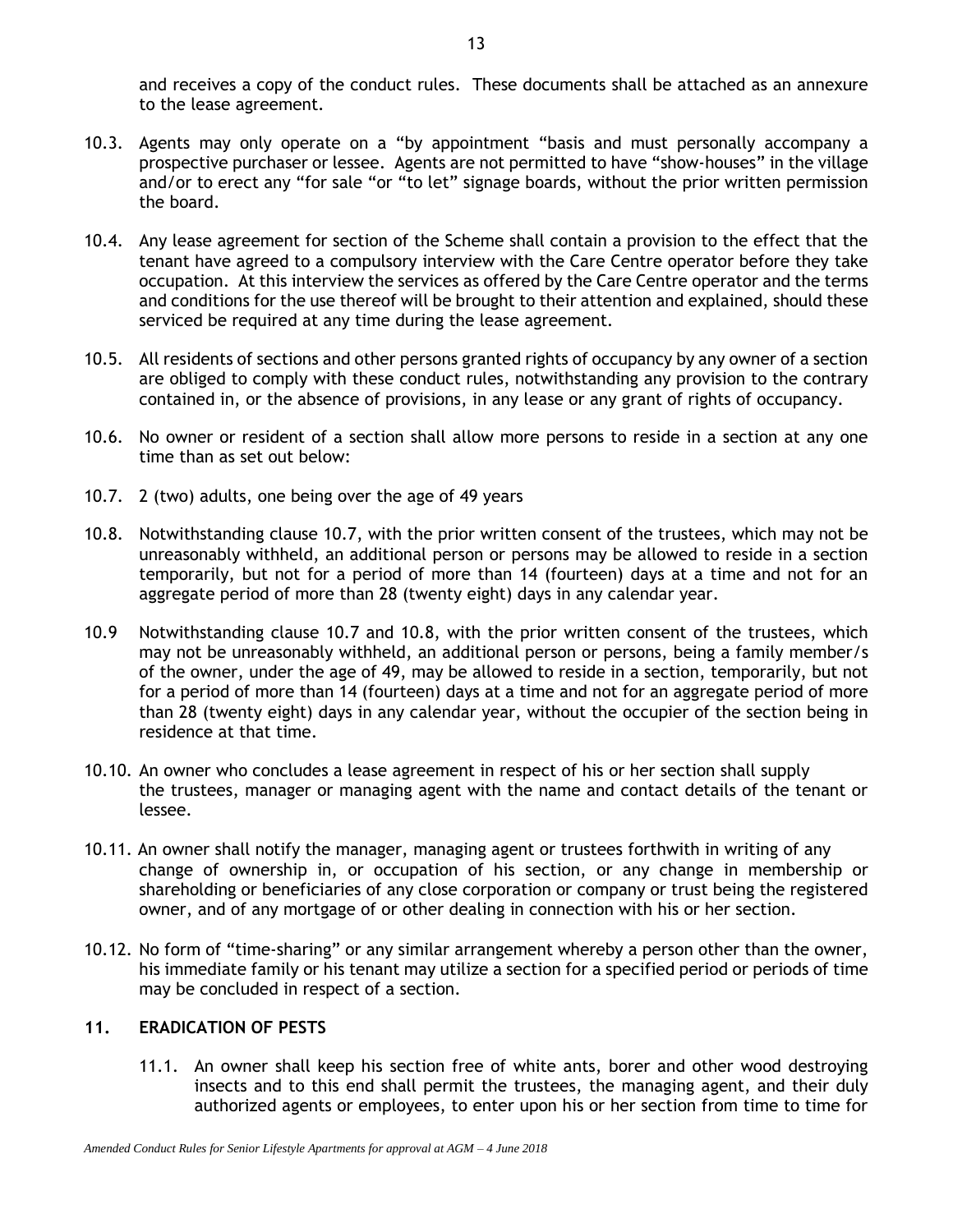and receives a copy of the conduct rules. These documents shall be attached as an annexure to the lease agreement.

10.3. Agents may only operate on a "by appointment "basis and must personally accompany a prospective purchaser or lessee. Agents are not permitted to have "show-houses" in the village and/or to erect any "for sale "or "to let" signage boards, without the prior written permission the board.

10.4. Any lease agreement for section of the Scheme shall contain a provision to the effect that the tenant have agreed to a compulsory interview with the Care Centre operator before they take occupation. At this interview the services as offered by the Care Centre operator and the terms and conditions for the use thereof will be brought to their attention and explained, should these serviced be required at any time during the lease agreement.

10.5. All residents of sections and other persons granted rights of occupancy by any owner of a section are obliged to comply with these conduct rules, notwithstanding any provision to the contrary contained in, or the absence of provisions, in any lease or any grant of rights of occupancy.

10.6. No owner or resident of a section shall allow more persons to reside in a section at any one time than as set out below:

10.7. 2 (two) adults, one being over the age of 49 years

10.8. Notwithstanding clause 10.7, with the prior written consent of the trustees, which may not be unreasonably withheld, an additional person or persons may be allowed to reside in a section temporarily, but not for a period of more than 14 (fourteen) days at a time and not for an aggregate period of more than 28 (twenty eight) days in any calendar year.

10.9 Notwithstanding clause 10.7 and 10.8, with the prior written consent of the trustees, which may not be unreasonably withheld, an additional person or persons, being a family member/s of the owner, under the age of 49, may be allowed to reside in a section, temporarily, but not for a period of more than 14 (fourteen) days at a time and not for an aggregate period of more than 28 (twenty eight) days in any calendar year, without the occupier of the section being in residence at that time.

10.10. An owner who concludes a lease agreement in respect of his or her section shall supply the trustees, manager or managing agent with the name and contact details of the tenant or lessee.

10.11. An owner shall notify the manager, managing agent or trustees forthwith in writing of any change of ownership in, or occupation of his section, or any change in membership or shareholding or beneficiaries of any close corporation or company or trust being the registered owner, and of any mortgage of or other dealing in connection with his or her section.

10.12. No form of "time-sharing" or any similar arrangement whereby a person other than the owner, his immediate family or his tenant may utilize a section for a specified period or periods of time may be concluded in respect of a section.

## 11. ERADICATION OF PESTS

11.1. An owner shall keep his section free of white ants, borer and other wood destroying insects and to this end shall permit the trustees, the managing agent, and their duly authorized agents or employees, to enter upon his or her section from time to time for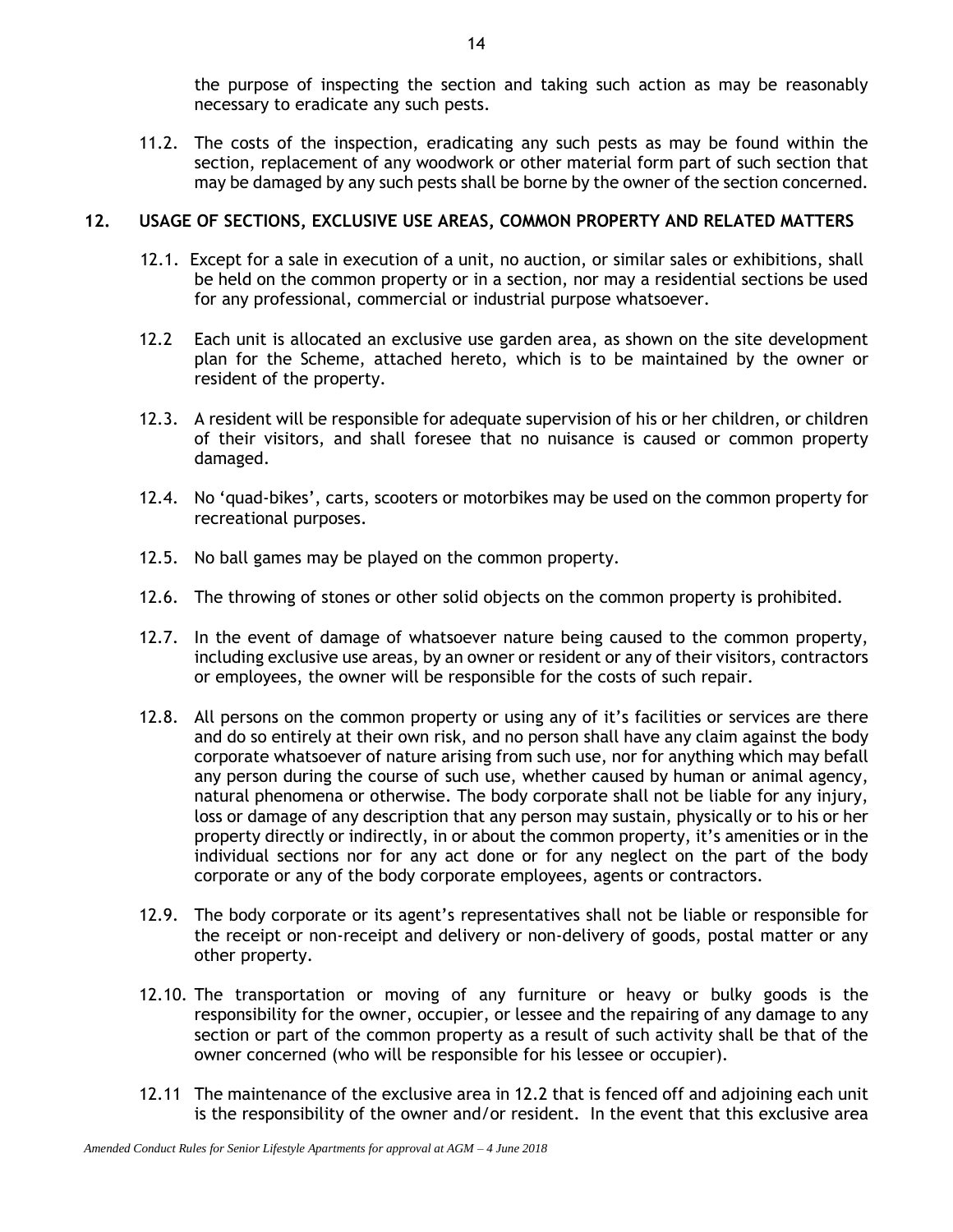the purpose of inspecting the section and taking such action as may be reasonably necessary to eradicate any such pests.

11.2. The costs of the inspection, eradicating any such pests as may be found within the section, replacement of any woodwork or other material form part of such section that may be damaged by any such pests shall be borne by the owner of the section concerned.

## 12. USAGE OF SECTIONS, EXCLUSIVE USE AREAS, COMMON PROPERTY AND RELATED MATTERS

12.1. Except for a sale in execution of a unit, no auction, or similar sales or exhibitions, shall be held on the common property or in a section, nor may a residential sections be used for any professional, commercial or industrial purpose whatsoever.

12.2 Each unit is allocated an exclusive use garden area, as shown on the site development plan for the Scheme, attached hereto, which is to be maintained by the owner or resident of the property.

12.3. A resident will be responsible for adequate supervision of his or her children, or children of their visitors, and shall foresee that no nuisance is caused or common property damaged.

12.4. No 'quad-bikes', carts, scooters or motorbikes may be used on the common property for recreational purposes.

12.5. No ball games may be played on the common property.

12.6. The throwing of stones or other solid objects on the common property is prohibited.

12.7. In the event of damage of whatsoever nature being caused to the common property, including exclusive use areas, by an owner or resident or any of their visitors, contractors or employees, the owner will be responsible for the costs of such repair.

12.8. All persons on the common property or using any of it's facilities or services are there and do so entirely at their own risk, and no person shall have any claim against the body corporate whatsoever of nature arising from such use, nor for anything which may befall any person during the course of such use, whether caused by human or animal agency, natural phenomena or otherwise. The body corporate shall not be liable for any injury, loss or damage of any description that any person may sustain, physically or to his or her property directly or indirectly, in or about the common property, it's amenities or in the individual sections nor for any act done or for any neglect on the part of the body corporate or any of the body corporate employees, agents or contractors.

12.9. The body corporate or its agent's representatives shall not be liable or responsible for the receipt or non-receipt and delivery or non-delivery of goods, postal matter or any other property.

12.10. The transportation or moving of any furniture or heavy or bulky goods is the responsibility for the owner, occupier, or lessee and the repairing of any damage to any section or part of the common property as a result of such activity shall be that of the owner concerned (who will be responsible for his lessee or occupier).

12.11 The maintenance of the exclusive area in 12.2 that is fenced off and adjoining each unit is the responsibility of the owner and/or resident. In the event that this exclusive area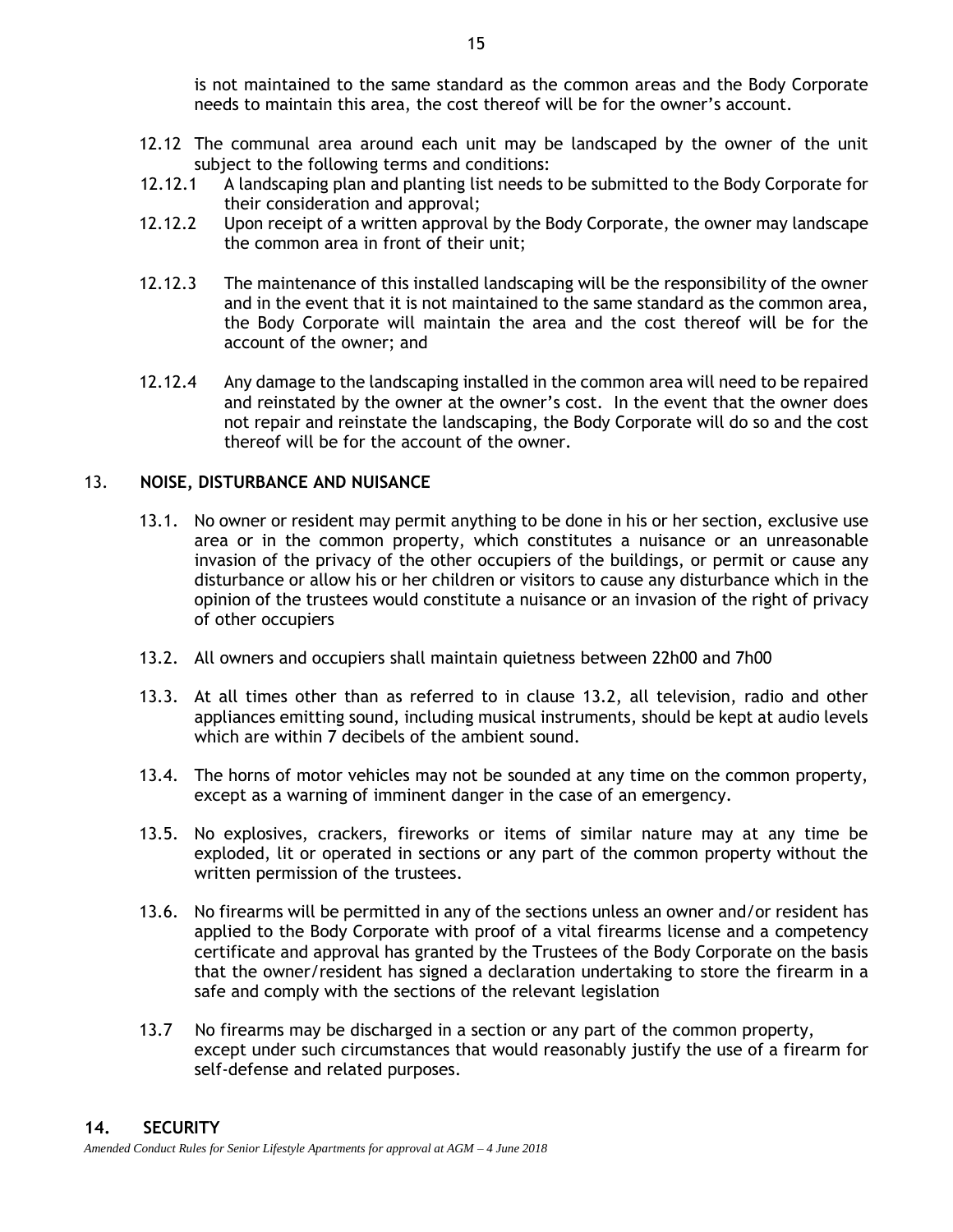is not maintained to the same standard as the common areas and the Body Corporate needs to maintain this area, the cost thereof will be for the owner's account.

12.12 The communal area around each unit may be landscaped by the owner of the unit subject to the following terms and conditions:

12.12.1 A landscaping plan and planting list needs to be submitted to the Body Corporate for their consideration and approval;

12.12.2 Upon receipt of a written approval by the Body Corporate, the owner may landscape the common area in front of their unit;

12.12.3 The maintenance of this installed landscaping will be the responsibility of the owner and in the event that it is not maintained to the same standard as the common area, the Body Corporate will maintain the area and the cost thereof will be for the account of the owner; and

12.12.4 Any damage to the landscaping installed in the common area will need to be repaired and reinstated by the owner at the owner's cost. In the event that the owner does not repair and reinstate the landscaping, the Body Corporate will do so and the cost thereof will be for the account of the owner.

## 13. NOISE, DISTURBANCE AND NUISANCE

13.1. No owner or resident may permit anything to be done in his or her section, exclusive use area or in the common property, which constitutes a nuisance or an unreasonable invasion of the privacy of the other occupiers of the buildings, or permit or cause any disturbance or allow his or her children or visitors to cause any disturbance which in the opinion of the trustees would constitute a nuisance or an invasion of the right of privacy of other occupiers

13.2. All owners and occupiers shall maintain quietness between 22h00 and 7h00

13.3. At all times other than as referred to in clause 13.2, all television, radio and other appliances emitting sound, including musical instruments, should be kept at audio levels which are within 7 decibels of the ambient sound.

13.4. The horns of motor vehicles may not be sounded at any time on the common property, except as a warning of imminent danger in the case of an emergency.

13.5. No explosives, crackers, fireworks or items of similar nature may at any time be exploded, lit or operated in sections or any part of the common property without the written permission of the trustees.

13.6. No firearms will be permitted in any of the sections unless an owner and/or resident has applied to the Body Corporate with proof of a vital firearms license and a competency certificate and approval has granted by the Trustees of the Body Corporate on the basis that the owner/resident has signed a declaration undertaking to store the firearm in a safe and comply with the sections of the relevant legislation

13.7 No firearms may be discharged in a section or any part of the common property, except under such circumstances that would reasonably justify the use of a firearm for self-defense and related purposes.

## 14. SECURITY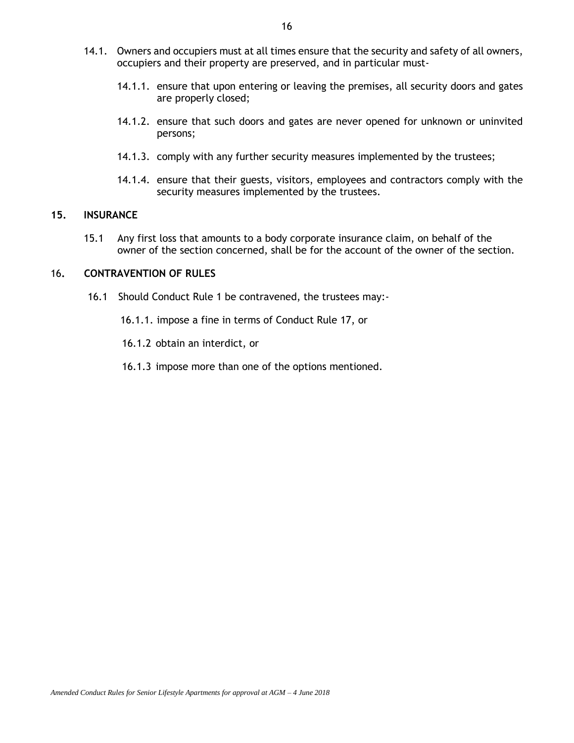14.1. Owners and occupiers must at all times ensure that the security and safety of all owners, occupiers and their property are preserved, and in particular must-

14.1.1. ensure that upon entering or leaving the premises, all security doors and gates are properly closed;

14.1.2. ensure that such doors and gates are never opened for unknown or uninvited persons;

14.1.3. comply with any further security measures implemented by the trustees;

14.1.4. ensure that their guests, visitors, employees and contractors comply with the security measures implemented by the trustees.

## 15. INSURANCE

15.1 Any first loss that amounts to a body corporate insurance claim, on behalf of the owner of the section concerned, shall be for the account of the owner of the section.

## 16. CONTRAVENTION OF RULES

16.1 Should Conduct Rule 1 be contravened, the trustees may:-

16.1.1. impose a fine in terms of Conduct Rule 17, or

16.1.2 obtain an interdict, or

16.1.3 impose more than one of the options mentioned.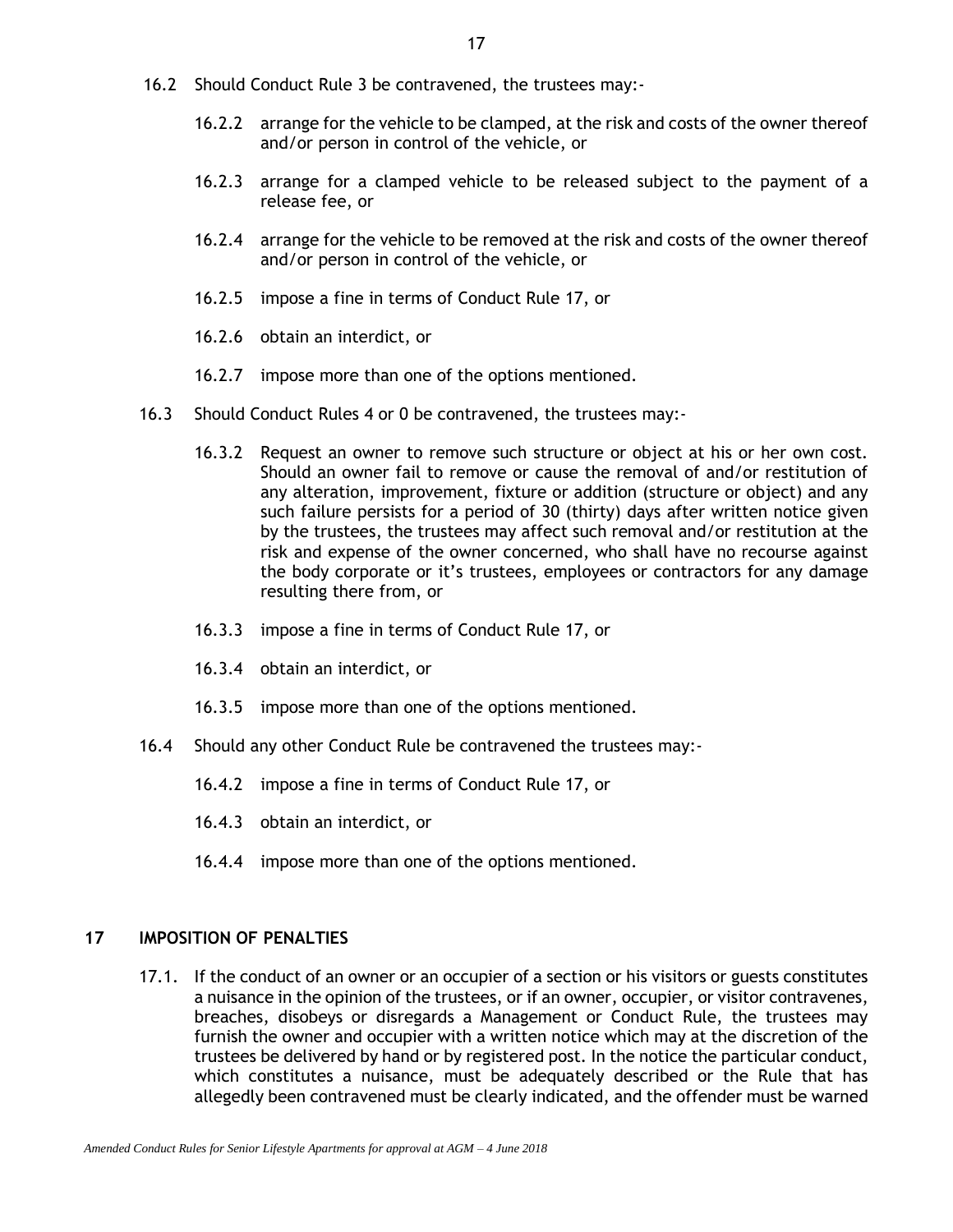16.2 Should Conduct Rule 3 be contravened, the trustees may:-

16.2.2 arrange for the vehicle to be clamped, at the risk and costs of the owner thereof and/or person in control of the vehicle, or

16.2.3 arrange for a clamped vehicle to be released subject to the payment of a release fee, or

16.2.4 arrange for the vehicle to be removed at the risk and costs of the owner thereof and/or person in control of the vehicle, or

16.2.5 impose a fine in terms of Conduct Rule 17, or

16.2.6 obtain an interdict, or

16.2.7 impose more than one of the options mentioned.

16.3 Should Conduct Rules 4 or 0 be contravened, the trustees may:-

16.3.2 Request an owner to remove such structure or object at his or her own cost. Should an owner fail to remove or cause the removal of and/or restitution of any alteration, improvement, fixture or addition (structure or object) and any such failure persists for a period of 30 (thirty) days after written notice given by the trustees, the trustees may affect such removal and/or restitution at the risk and expense of the owner concerned, who shall have no recourse against the body corporate or it's trustees, employees or contractors for any damage resulting there from, or

16.3.3 impose a fine in terms of Conduct Rule 17, or

16.3.4 obtain an interdict, or

16.3.5 impose more than one of the options mentioned.

16.4 Should any other Conduct Rule be contravened the trustees may:-

16.4.2 impose a fine in terms of Conduct Rule 17, or

16.4.3 obtain an interdict, or

16.4.4 impose more than one of the options mentioned.

## 17 IMPOSITION OF PENALTIES

17.1. If the conduct of an owner or an occupier of a section or his visitors or guests constitutes a nuisance in the opinion of the trustees, or if an owner, occupier, or visitor contravenes, breaches, disobeys or disregards a Management or Conduct Rule, the trustees may furnish the owner and occupier with a written notice which may at the discretion of the trustees be delivered by hand or by registered post. In the notice the particular conduct, which constitutes a nuisance, must be adequately described or the Rule that has allegedly been contravened must be clearly indicated, and the offender must be warned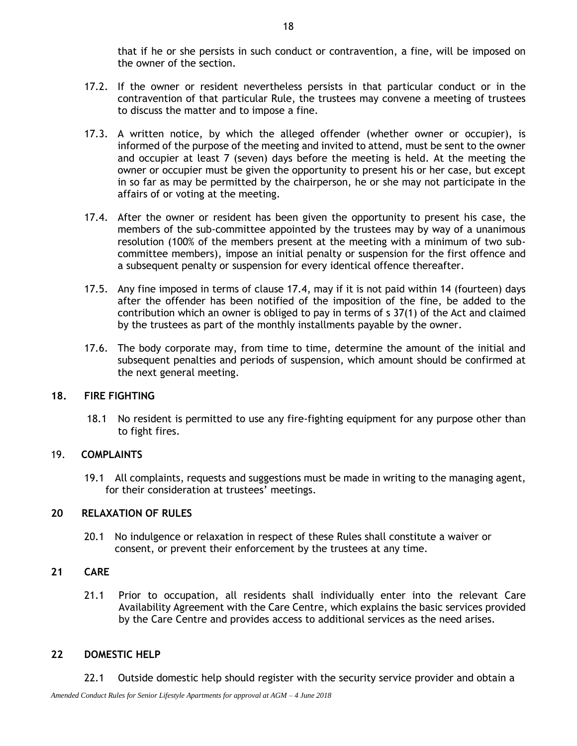that if he or she persists in such conduct or contravention, a fine, will be imposed on the owner of the section.

17.2. If the owner or resident nevertheless persists in that particular conduct or in the contravention of that particular Rule, the trustees may convene a meeting of trustees to discuss the matter and to impose a fine.

17.3. A written notice, by which the alleged offender (whether owner or occupier), is informed of the purpose of the meeting and invited to attend, must be sent to the owner and occupier at least 7 (seven) days before the meeting is held. At the meeting the owner or occupier must be given the opportunity to present his or her case, but except in so far as may be permitted by the chairperson, he or she may not participate in the affairs of or voting at the meeting.

17.4. After the owner or resident has been given the opportunity to present his case, the members of the sub-committee appointed by the trustees may by way of a unanimous resolution (100% of the members present at the meeting with a minimum of two sub-committee members), impose an initial penalty or suspension for the first offence and a subsequent penalty or suspension for every identical offence thereafter.

17.5. Any fine imposed in terms of clause 17.4, may if it is not paid within 14 (fourteen) days after the offender has been notified of the imposition of the fine, be added to the contribution which an owner is obliged to pay in terms of s 37(1) of the Act and claimed by the trustees as part of the monthly installments payable by the owner.

17.6. The body corporate may, from time to time, determine the amount of the initial and subsequent penalties and periods of suspension, which amount should be confirmed at the next general meeting.

## 18. FIRE FIGHTING

18.1 No resident is permitted to use any fire-fighting equipment for any purpose other than to fight fires.

## 19. COMPLAINTS

19.1 All complaints, requests and suggestions must be made in writing to the managing agent, for their consideration at trustees' meetings.

## 20 RELAXATION OF RULES

20.1 No indulgence or relaxation in respect of these Rules shall constitute a waiver or consent, or prevent their enforcement by the trustees at any time.

## 21 CARE

21.1 Prior to occupation, all residents shall individually enter into the relevant Care Availability Agreement with the Care Centre, which explains the basic services provided by the Care Centre and provides access to additional services as the need arises.

## 22 DOMESTIC HELP

22.1 Outside domestic help should register with the security service provider and obtain a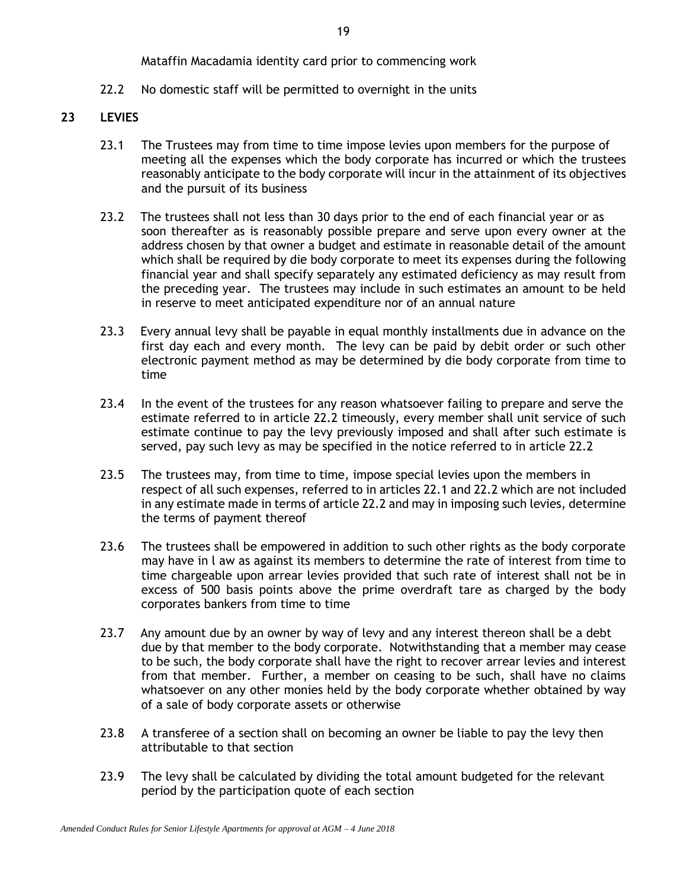Mataffin Macadamia identity card prior to commencing work

22.2 No domestic staff will be permitted to overnight in the units

**23 LEVIES**

23.1 The Trustees may from time to time impose levies upon members for the purpose of meeting all the expenses which the body corporate has incurred or which the trustees reasonably anticipate to the body corporate will incur in the attainment of its objectives and the pursuit of its business

23.2 The trustees shall not less than 30 days prior to the end of each financial year or as soon thereafter as is reasonably possible prepare and serve upon every owner at the address chosen by that owner a budget and estimate in reasonable detail of the amount which shall be required by die body corporate to meet its expenses during the following financial year and shall specify separately any estimated deficiency as may result from the preceding year. The trustees may include in such estimates an amount to be held in reserve to meet anticipated expenditure nor of an annual nature

23.3 Every annual levy shall be payable in equal monthly installments due in advance on the first day each and every month. The levy can be paid by debit order or such other electronic payment method as may be determined by die body corporate from time to time

23.4 In the event of the trustees for any reason whatsoever failing to prepare and serve the estimate referred to in article 22.2 timeously, every member shall unit service of such estimate continue to pay the levy previously imposed and shall after such estimate is served, pay such levy as may be specified in the notice referred to in article 22.2

23.5 The trustees may, from time to time, impose special levies upon the members in respect of all such expenses, referred to in articles 22.1 and 22.2 which are not included in any estimate made in terms of article 22.2 and may in imposing such levies, determine the terms of payment thereof

23.6 The trustees shall be empowered in addition to such other rights as the body corporate may have in l aw as against its members to determine the rate of interest from time to time chargeable upon arrear levies provided that such rate of interest shall not be in excess of 500 basis points above the prime overdraft tare as charged by the body corporates bankers from time to time

23.7 Any amount due by an owner by way of levy and any interest thereon shall be a debt due by that member to the body corporate. Notwithstanding that a member may cease to be such, the body corporate shall have the right to recover arrear levies and interest from that member. Further, a member on ceasing to be such, shall have no claims whatsoever on any other monies held by the body corporate whether obtained by way of a sale of body corporate assets or otherwise

23.8 A transferee of a section shall on becoming an owner be liable to pay the levy then attributable to that section

23.9 The levy shall be calculated by dividing the total amount budgeted for the relevant period by the participation quote of each section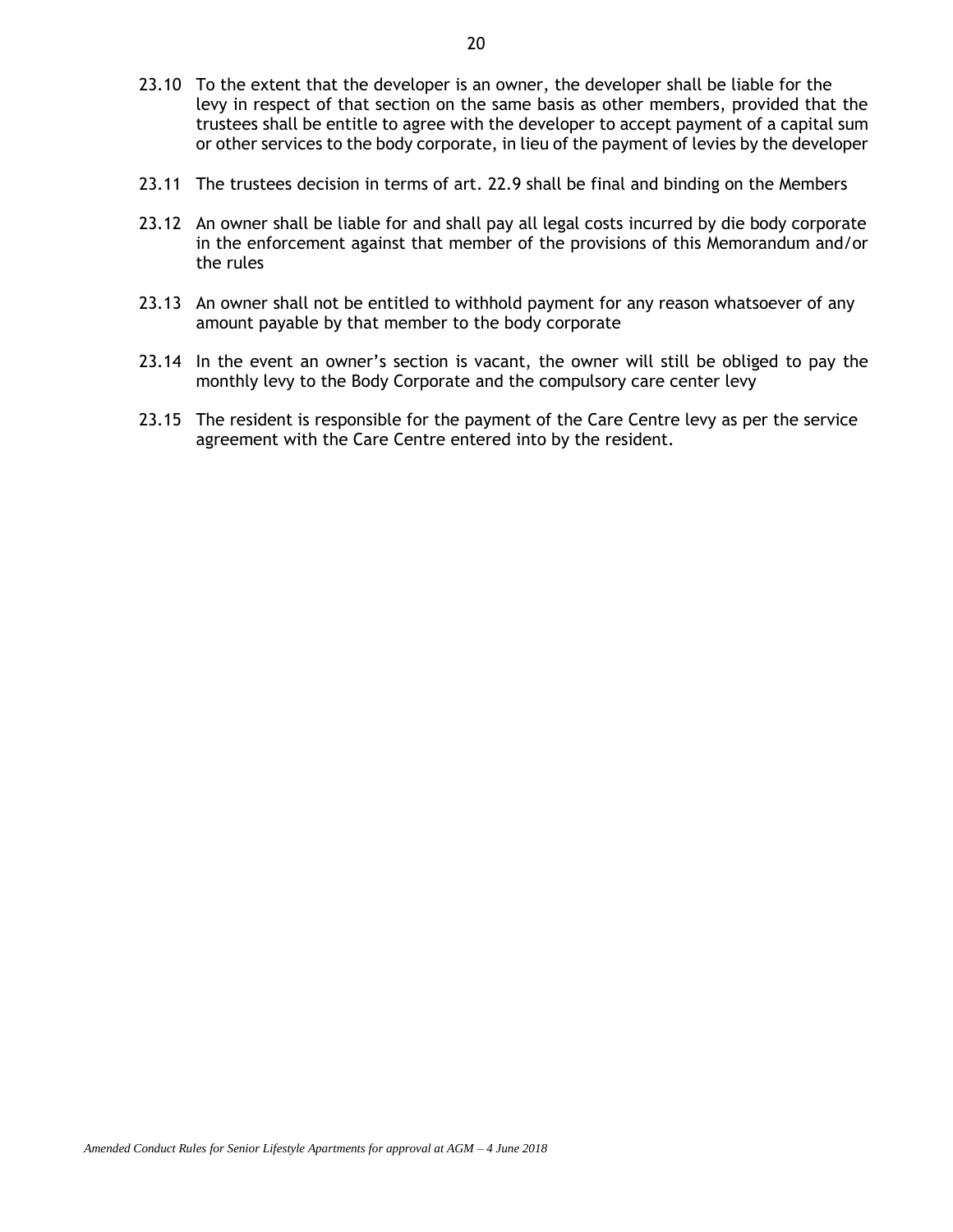23.10 To the extent that the developer is an owner, the developer shall be liable for the levy in respect of that section on the same basis as other members, provided that the trustees shall be entitle to agree with the developer to accept payment of a capital sum or other services to the body corporate, in lieu of the payment of levies by the developer

23.11 The trustees decision in terms of art. 22.9 shall be final and binding on the Members

23.12 An owner shall be liable for and shall pay all legal costs incurred by die body corporate in the enforcement against that member of the provisions of this Memorandum and/or the rules

23.13 An owner shall not be entitled to withhold payment for any reason whatsoever of any amount payable by that member to the body corporate

23.14 In the event an owner's section is vacant, the owner will still be obliged to pay the monthly levy to the Body Corporate and the compulsory care center levy

23.15 The resident is responsible for the payment of the Care Centre levy as per the service agreement with the Care Centre entered into by the resident.